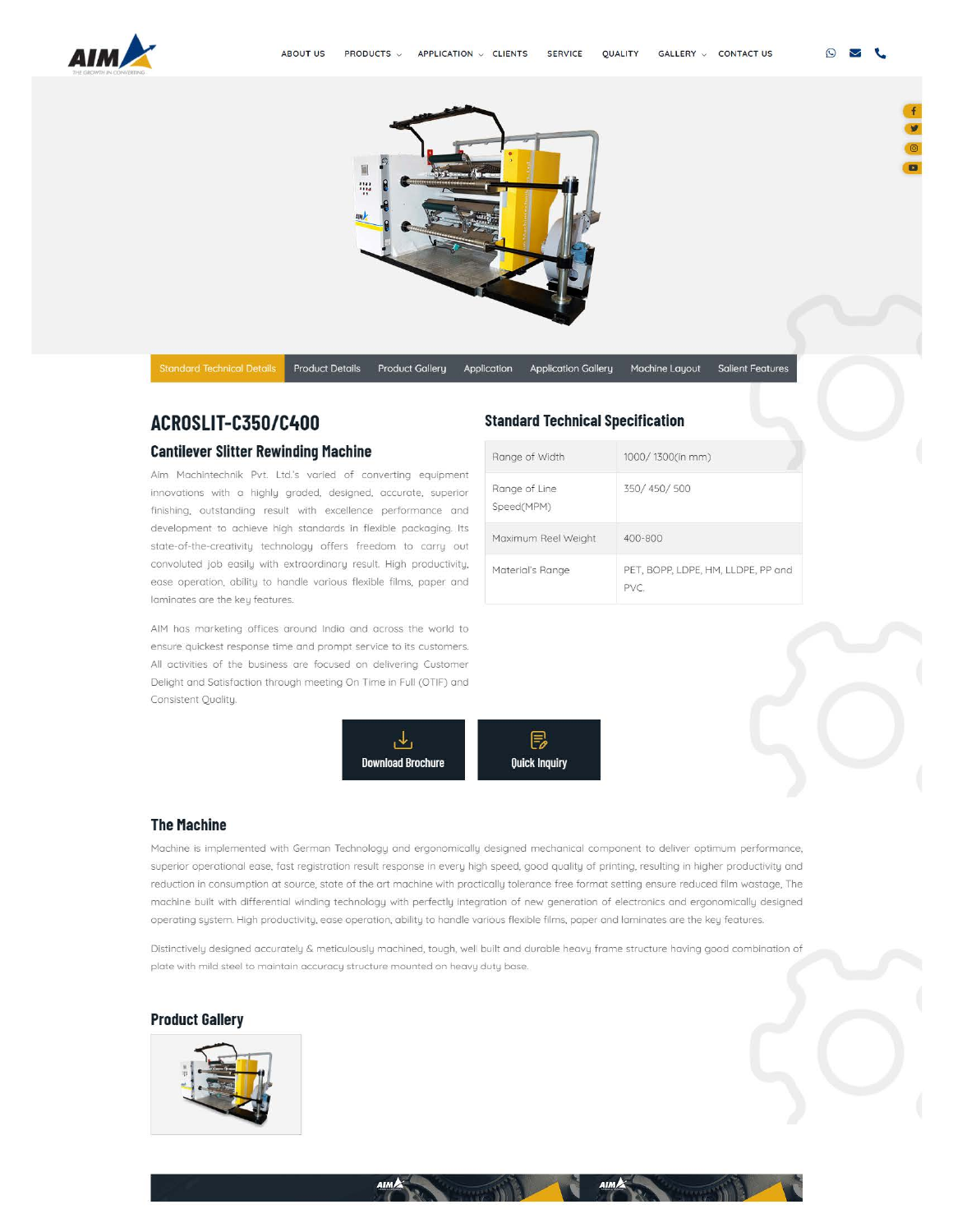ABOUT US PRODUCTS APPLICATION CLIENTS SERVICE QUALITY GALLERY CONTACT US

Standard Technical Details | Product Details | Product Gallery | Application | Application Gallery | Machine Layout | Salient Features

# ACROSLIT-C350/C400

## Cantilever Slitter Rewinding Machine

Aim Machintechnik Pvt. Ltd.'s varied of converting equipment innovations with a highly graded, designed, accurate, superior finishing, outstanding result with excellence performance and development to achieve high standards in flexible packaging. Its state-of-the-creativity technology offers freedom to carry out convoluted job easily with extraordinary result. High productivity, ease operation, ability to handle various flexible films, paper and laminates are the key features.

AIM has marketing offices around India and across the world to ensure quickest response time and prompt service to its customers. All activities of the business are focused on delivering Customer Delight and Satisfaction through meeting On Time in Full (OTIF) and Consistent Quality.

## Standard Technical Specification

| | |
|---|---|
| Range of Width | 1000/ 1300(in mm) |
| Range of Line Speed(MPM) | 350/ 450/ 500 |
| Maximum Reel Weight | 400-800 |
| Material's Range | PET, BOPP, LDPE, HM, LLDPE, PP and PVC. |

Download Brochure

Quick Inquiry

## The Machine

Machine is implemented with German Technology and ergonomically designed mechanical component to deliver optimum performance, superior operational ease, fast registration result response in every high speed, good quality of printing, resulting in higher productivity and reduction in consumption at source, state of the art machine with practically tolerance free format setting ensure reduced film wastage. The machine built with differential winding technology with perfectly integration of new generation of electronics and ergonomically designed operating system. High productivity, ease operation, ability to handle various flexible films, paper and laminates are the key features.

Distinctively designed accurately & meticulously machined, tough, well built and durable heavy frame structure having good combination of plate with mild steel to maintain accuracy structure mounted on heavy duty base.

## Product Gallery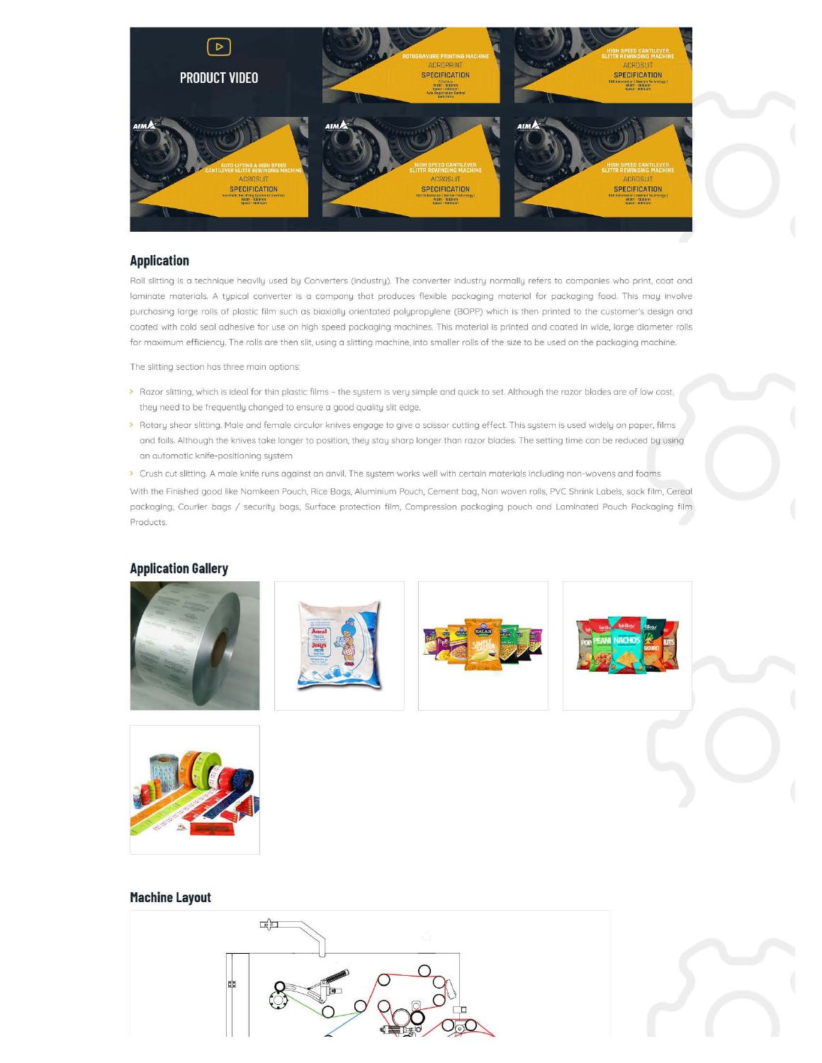PRODUCT VIDEO

## Application

Roll slitting is a technique heavily used by Converters (industry). The converter industry normally refers to companies who print, coat and laminate materials. A typical converter is a company that produces flexible packaging material for packaging food. This may involve purchasing large rolls of plastic film such as biaxially orientated polypropylene (BOPP) which is then printed to the customer's design and coated with cold seal adhesive for use on high speed packaging machines. This material is printed and coated in wide, large diameter rolls for maximum efficiency. The rolls are then slit, using a slitting machine, into smaller rolls of the size to be used on the packaging machine.

The slitting section has three main options:

- Razor slitting, which is ideal for thin plastic films – the system is very simple and quick to set. Although the razor blades are of low cost, they need to be frequently changed to ensure a good quality slit edge.
- Rotary shear slitting. Male and female circular knives engage to give a scissor cutting effect. This system is used widely on paper, films and foils. Although the knives take longer to position, they stay sharp longer than razor blades. The setting time can be reduced by using an automatic knife-positioning system
- Crush cut slitting. A male knife runs against an anvil. The system works well with certain materials including non-wovens and foams

With the Finished good like Namkeen Pouch, Rice Bags, Aluminium Pouch, Cement bag, Non woven rolls, PVC Shrink Labels, sack film, Cereal packaging, Courier bags / security bags, Surface protection film, Compression packaging pouch and Laminated Pouch Packaging film Products.

## Application Gallery

## Machine Layout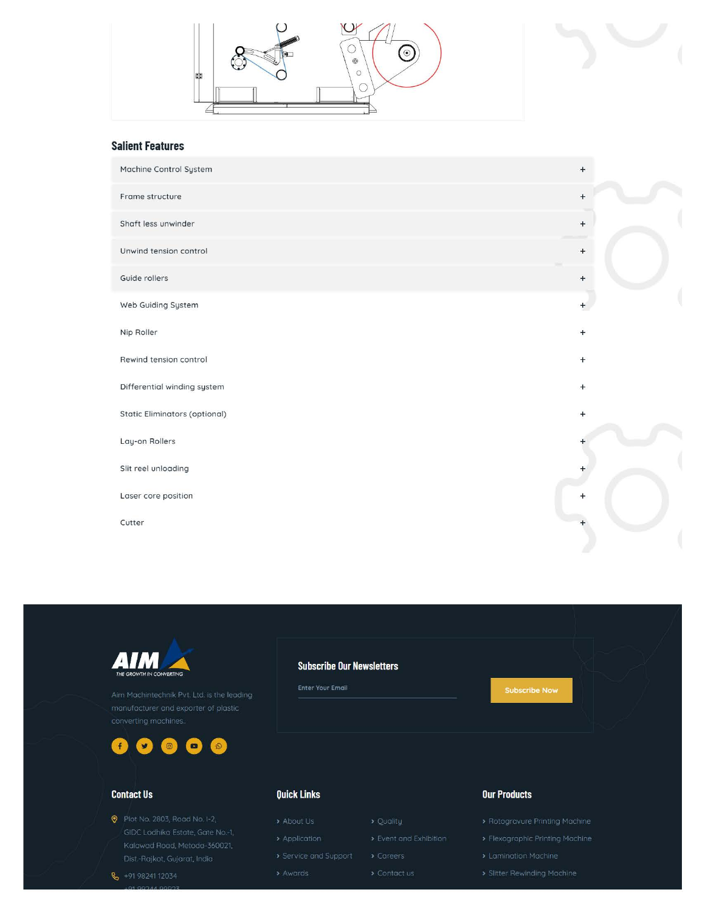## Salient Features

- Machine Control System +
- Frame structure +
- Shaft less unwinder +
- Unwind tension control +
- Guide rollers +
- Web Guiding System +
- Nip Roller +
- Rewind tension control +
- Differential winding system +
- Static Eliminators (optional) +
- Lay-on Rollers +
- Slit reel unloading +
- Laser core position +
- Cutter +

AIM THE GROWTH IN CONVERTING

Aim Machintechnik Pvt. Ltd. is the leading manufacturer and exporter of plastic converting machines.

### Subscribe Our Newsletters

Enter Your Email

Subscribe Now

### Contact Us

Plot No. 2803, Road No. I-2, GIDC Lodhika Estate, Gate No.-1, Kalawad Road, Metoda-360021, Dist.-Rajkot, Gujarat, India

+91 98241 12034

+91 99244 99923

### Quick Links

- About Us
- Application
- Service and Support
- Awards
- Quality
- Event and Exhibition
- Careers
- Contact us

### Our Products

- Rotogravure Printing Machine
- Flexographic Printing Machine
- Lamination Machine
- Slitter Rewinding Machine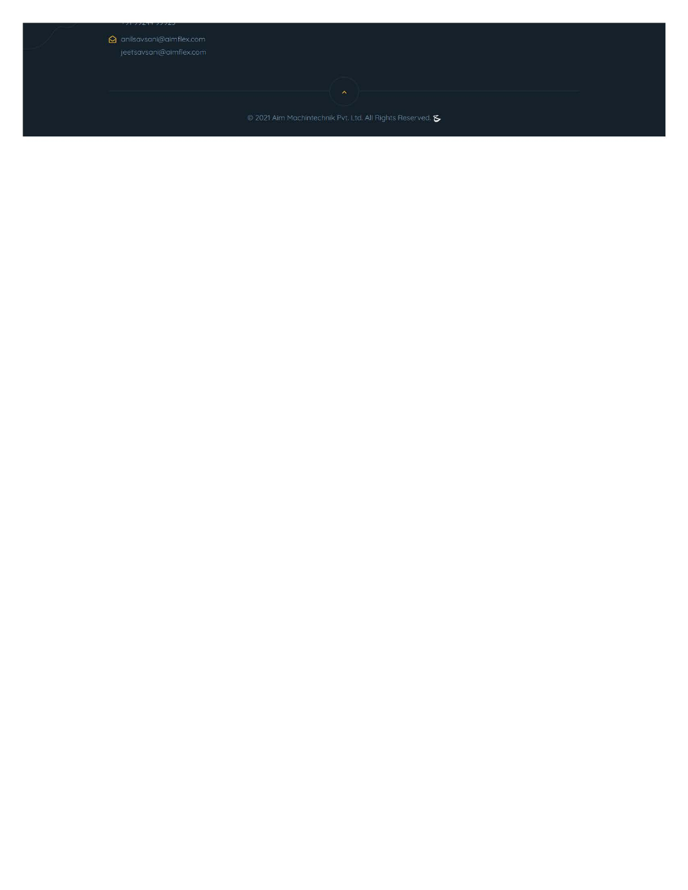anilsavsani@aimflex.com
jeetsavsani@aimflex.com

© 2021 Aim Machintechnik Pvt. Ltd. All Rights Reserved.